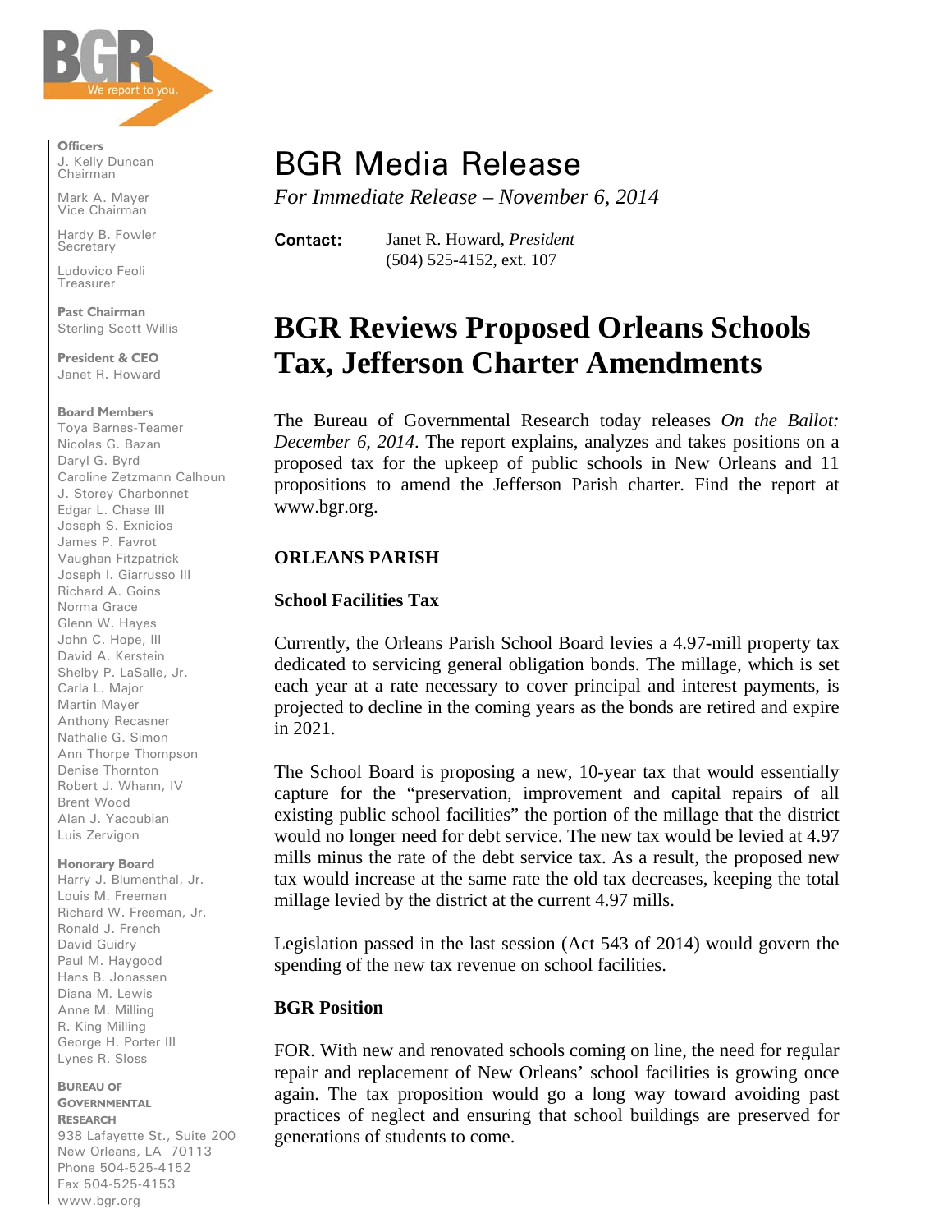Officers
J. Kelly Duncan
Chairman

Mark A. Mayer
Vice Chairman

Hardy B. Fowler
Secretary

Ludovico Feoli
Treasurer

Past Chairman
Sterling Scott Willis

President & CEO
Janet R. Howard

Board Members
Toya Barnes-Teamer
Nicolas G. Bazan
Daryl G. Byrd
Caroline Zetzmann Calhoun
J. Storey Charbonnet
Edgar L. Chase III
Joseph S. Exnicios
James P. Favrot
Vaughan Fitzpatrick
Joseph I. Giarrusso III
Richard A. Goins
Norma Grace
Glenn W. Hayes
John C. Hope, III
David A. Kerstein
Shelby P. LaSalle, Jr.
Carla L. Major
Martin Mayer
Anthony Recasner
Nathalie G. Simon
Ann Thorpe Thompson
Denise Thornton
Robert J. Whann, IV
Brent Wood
Alan J. Yacoubian
Luis Zervigon

Honorary Board
Harry J. Blumenthal, Jr.
Louis M. Freeman
Richard W. Freeman, Jr.
Ronald J. French
David Guidry
Paul M. Haygood
Hans B. Jonassen
Diana M. Lewis
Anne M. Milling
R. King Milling
George H. Porter III
Lynes R. Sloss

BUREAU OF GOVERNMENTAL RESEARCH
938 Lafayette St., Suite 200
New Orleans, LA 70113
Phone 504-525-4152
Fax 504-525-4153
www.bgr.org

# BGR Media Release

*For Immediate Release – November 6, 2014*

**Contact:** Janet R. Howard, *President*
(504) 525-4152, ext. 107

# BGR Reviews Proposed Orleans Schools Tax, Jefferson Charter Amendments

The Bureau of Governmental Research today releases *On the Ballot: December 6, 2014*. The report explains, analyzes and takes positions on a proposed tax for the upkeep of public schools in New Orleans and 11 propositions to amend the Jefferson Parish charter. Find the report at www.bgr.org.

## ORLEANS PARISH

### School Facilities Tax

Currently, the Orleans Parish School Board levies a 4.97-mill property tax dedicated to servicing general obligation bonds. The millage, which is set each year at a rate necessary to cover principal and interest payments, is projected to decline in the coming years as the bonds are retired and expire in 2021.

The School Board is proposing a new, 10-year tax that would essentially capture for the "preservation, improvement and capital repairs of all existing public school facilities" the portion of the millage that the district would no longer need for debt service. The new tax would be levied at 4.97 mills minus the rate of the debt service tax. As a result, the proposed new tax would increase at the same rate the old tax decreases, keeping the total millage levied by the district at the current 4.97 mills.

Legislation passed in the last session (Act 543 of 2014) would govern the spending of the new tax revenue on school facilities.

### BGR Position

FOR. With new and renovated schools coming on line, the need for regular repair and replacement of New Orleans' school facilities is growing once again. The tax proposition would go a long way toward avoiding past practices of neglect and ensuring that school buildings are preserved for generations of students to come.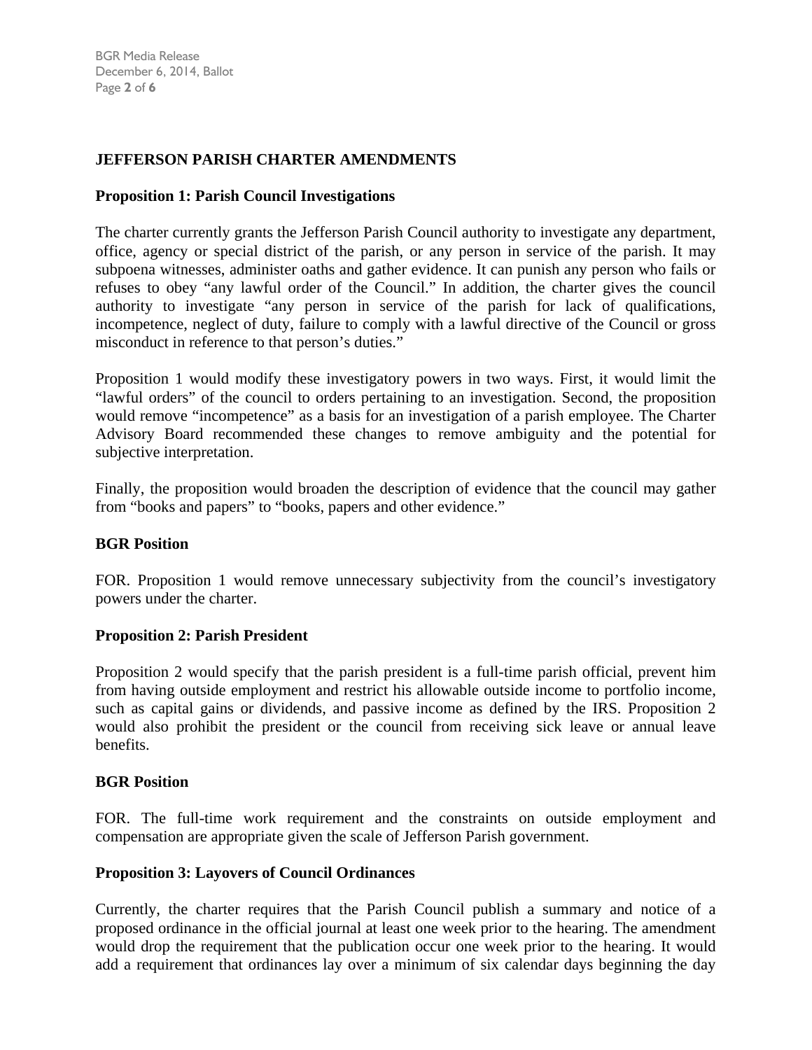## JEFFERSON PARISH CHARTER AMENDMENTS

### Proposition 1: Parish Council Investigations

The charter currently grants the Jefferson Parish Council authority to investigate any department, office, agency or special district of the parish, or any person in service of the parish. It may subpoena witnesses, administer oaths and gather evidence. It can punish any person who fails or refuses to obey "any lawful order of the Council." In addition, the charter gives the council authority to investigate "any person in service of the parish for lack of qualifications, incompetence, neglect of duty, failure to comply with a lawful directive of the Council or gross misconduct in reference to that person's duties."

Proposition 1 would modify these investigatory powers in two ways. First, it would limit the "lawful orders" of the council to orders pertaining to an investigation. Second, the proposition would remove "incompetence" as a basis for an investigation of a parish employee. The Charter Advisory Board recommended these changes to remove ambiguity and the potential for subjective interpretation.

Finally, the proposition would broaden the description of evidence that the council may gather from "books and papers" to "books, papers and other evidence."

#### BGR Position

FOR. Proposition 1 would remove unnecessary subjectivity from the council's investigatory powers under the charter.

### Proposition 2: Parish President

Proposition 2 would specify that the parish president is a full-time parish official, prevent him from having outside employment and restrict his allowable outside income to portfolio income, such as capital gains or dividends, and passive income as defined by the IRS. Proposition 2 would also prohibit the president or the council from receiving sick leave or annual leave benefits.

#### BGR Position

FOR. The full-time work requirement and the constraints on outside employment and compensation are appropriate given the scale of Jefferson Parish government.

### Proposition 3: Layovers of Council Ordinances

Currently, the charter requires that the Parish Council publish a summary and notice of a proposed ordinance in the official journal at least one week prior to the hearing. The amendment would drop the requirement that the publication occur one week prior to the hearing. It would add a requirement that ordinances lay over a minimum of six calendar days beginning the day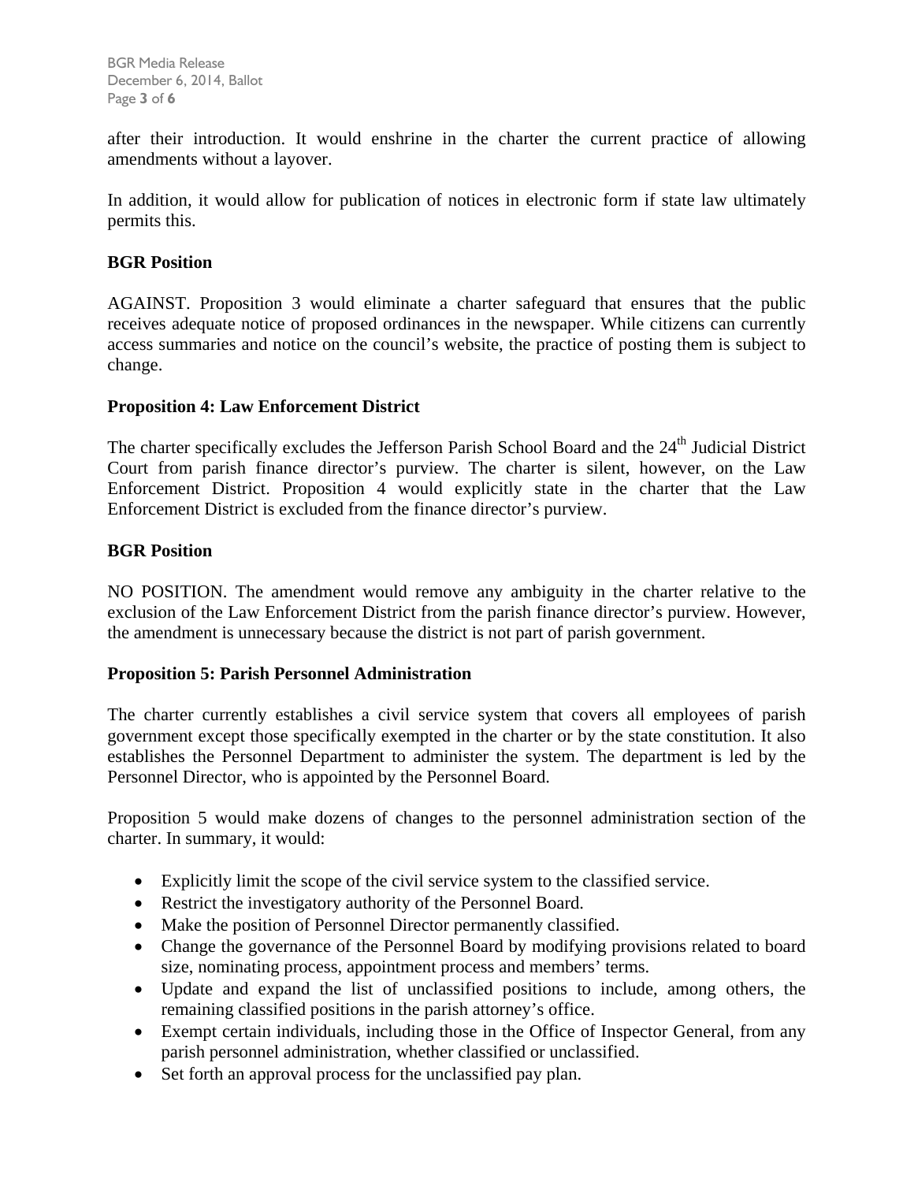after their introduction. It would enshrine in the charter the current practice of allowing amendments without a layover.

In addition, it would allow for publication of notices in electronic form if state law ultimately permits this.

**BGR Position**

AGAINST. Proposition 3 would eliminate a charter safeguard that ensures that the public receives adequate notice of proposed ordinances in the newspaper. While citizens can currently access summaries and notice on the council's website, the practice of posting them is subject to change.

**Proposition 4: Law Enforcement District**

The charter specifically excludes the Jefferson Parish School Board and the 24th Judicial District Court from parish finance director's purview. The charter is silent, however, on the Law Enforcement District. Proposition 4 would explicitly state in the charter that the Law Enforcement District is excluded from the finance director's purview.

**BGR Position**

NO POSITION. The amendment would remove any ambiguity in the charter relative to the exclusion of the Law Enforcement District from the parish finance director's purview. However, the amendment is unnecessary because the district is not part of parish government.

**Proposition 5: Parish Personnel Administration**

The charter currently establishes a civil service system that covers all employees of parish government except those specifically exempted in the charter or by the state constitution. It also establishes the Personnel Department to administer the system. The department is led by the Personnel Director, who is appointed by the Personnel Board.

Proposition 5 would make dozens of changes to the personnel administration section of the charter. In summary, it would:

- Explicitly limit the scope of the civil service system to the classified service.
- Restrict the investigatory authority of the Personnel Board.
- Make the position of Personnel Director permanently classified.
- Change the governance of the Personnel Board by modifying provisions related to board size, nominating process, appointment process and members' terms.
- Update and expand the list of unclassified positions to include, among others, the remaining classified positions in the parish attorney's office.
- Exempt certain individuals, including those in the Office of Inspector General, from any parish personnel administration, whether classified or unclassified.
- Set forth an approval process for the unclassified pay plan.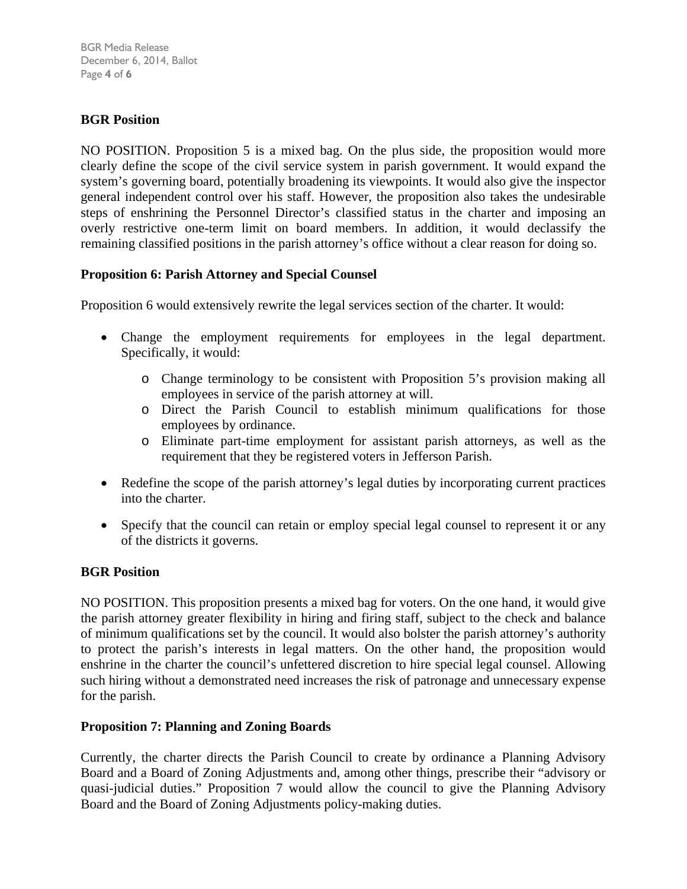**BGR Position**

NO POSITION. Proposition 5 is a mixed bag. On the plus side, the proposition would more clearly define the scope of the civil service system in parish government. It would expand the system's governing board, potentially broadening its viewpoints. It would also give the inspector general independent control over his staff. However, the proposition also takes the undesirable steps of enshrining the Personnel Director's classified status in the charter and imposing an overly restrictive one-term limit on board members. In addition, it would declassify the remaining classified positions in the parish attorney's office without a clear reason for doing so.

**Proposition 6: Parish Attorney and Special Counsel**

Proposition 6 would extensively rewrite the legal services section of the charter. It would:

- Change the employment requirements for employees in the legal department. Specifically, it would:
    - Change terminology to be consistent with Proposition 5's provision making all employees in service of the parish attorney at will.
    - Direct the Parish Council to establish minimum qualifications for those employees by ordinance.
    - Eliminate part-time employment for assistant parish attorneys, as well as the requirement that they be registered voters in Jefferson Parish.
- Redefine the scope of the parish attorney's legal duties by incorporating current practices into the charter.
- Specify that the council can retain or employ special legal counsel to represent it or any of the districts it governs.

**BGR Position**

NO POSITION. This proposition presents a mixed bag for voters. On the one hand, it would give the parish attorney greater flexibility in hiring and firing staff, subject to the check and balance of minimum qualifications set by the council. It would also bolster the parish attorney's authority to protect the parish's interests in legal matters. On the other hand, the proposition would enshrine in the charter the council's unfettered discretion to hire special legal counsel. Allowing such hiring without a demonstrated need increases the risk of patronage and unnecessary expense for the parish.

**Proposition 7: Planning and Zoning Boards**

Currently, the charter directs the Parish Council to create by ordinance a Planning Advisory Board and a Board of Zoning Adjustments and, among other things, prescribe their "advisory or quasi-judicial duties." Proposition 7 would allow the council to give the Planning Advisory Board and the Board of Zoning Adjustments policy-making duties.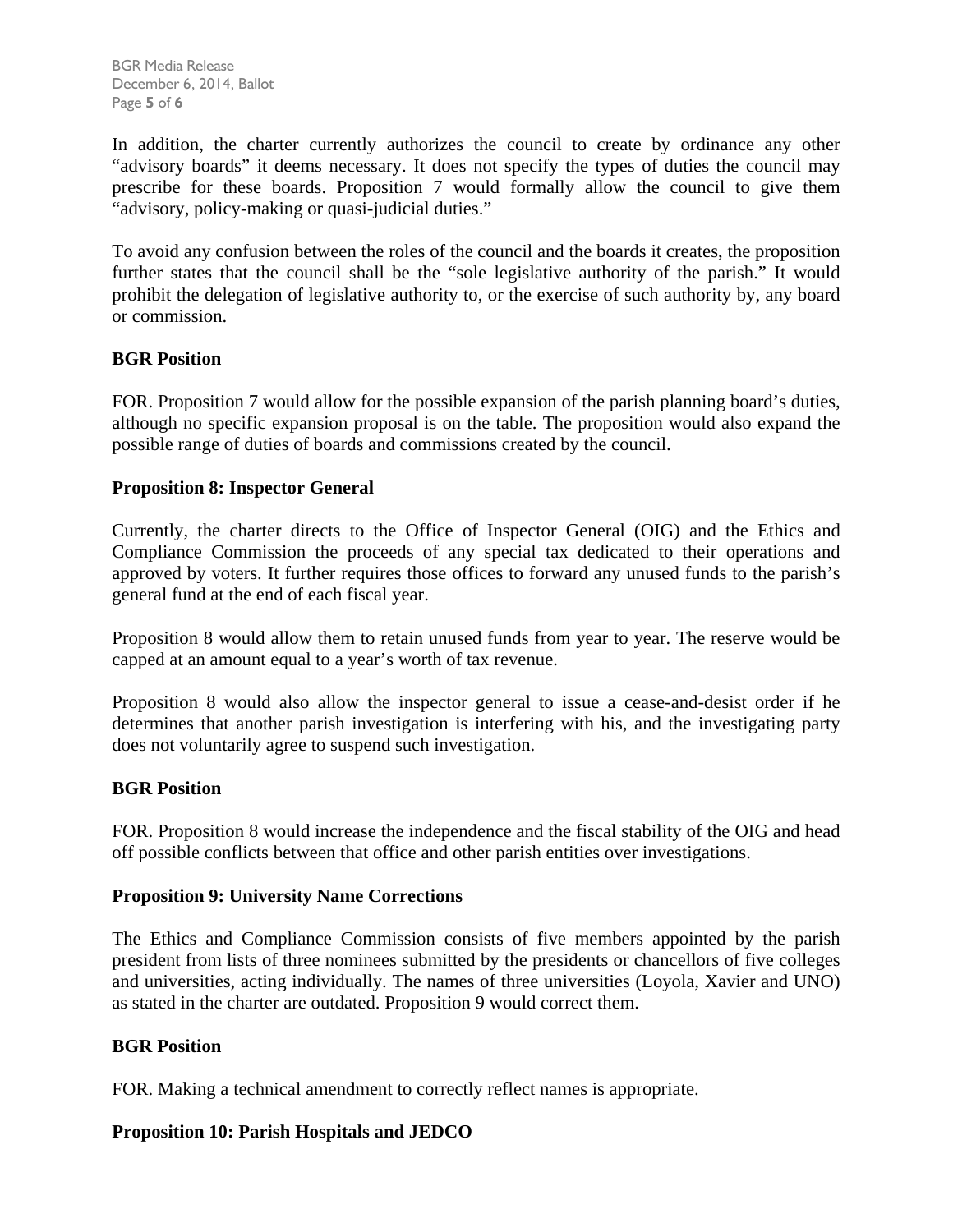In addition, the charter currently authorizes the council to create by ordinance any other "advisory boards" it deems necessary. It does not specify the types of duties the council may prescribe for these boards. Proposition 7 would formally allow the council to give them "advisory, policy-making or quasi-judicial duties."

To avoid any confusion between the roles of the council and the boards it creates, the proposition further states that the council shall be the "sole legislative authority of the parish." It would prohibit the delegation of legislative authority to, or the exercise of such authority by, any board or commission.

**BGR Position**

FOR. Proposition 7 would allow for the possible expansion of the parish planning board's duties, although no specific expansion proposal is on the table. The proposition would also expand the possible range of duties of boards and commissions created by the council.

**Proposition 8: Inspector General**

Currently, the charter directs to the Office of Inspector General (OIG) and the Ethics and Compliance Commission the proceeds of any special tax dedicated to their operations and approved by voters. It further requires those offices to forward any unused funds to the parish's general fund at the end of each fiscal year.

Proposition 8 would allow them to retain unused funds from year to year. The reserve would be capped at an amount equal to a year's worth of tax revenue.

Proposition 8 would also allow the inspector general to issue a cease-and-desist order if he determines that another parish investigation is interfering with his, and the investigating party does not voluntarily agree to suspend such investigation.

**BGR Position**

FOR. Proposition 8 would increase the independence and the fiscal stability of the OIG and head off possible conflicts between that office and other parish entities over investigations.

**Proposition 9: University Name Corrections**

The Ethics and Compliance Commission consists of five members appointed by the parish president from lists of three nominees submitted by the presidents or chancellors of five colleges and universities, acting individually. The names of three universities (Loyola, Xavier and UNO) as stated in the charter are outdated. Proposition 9 would correct them.

**BGR Position**

FOR. Making a technical amendment to correctly reflect names is appropriate.

**Proposition 10: Parish Hospitals and JEDCO**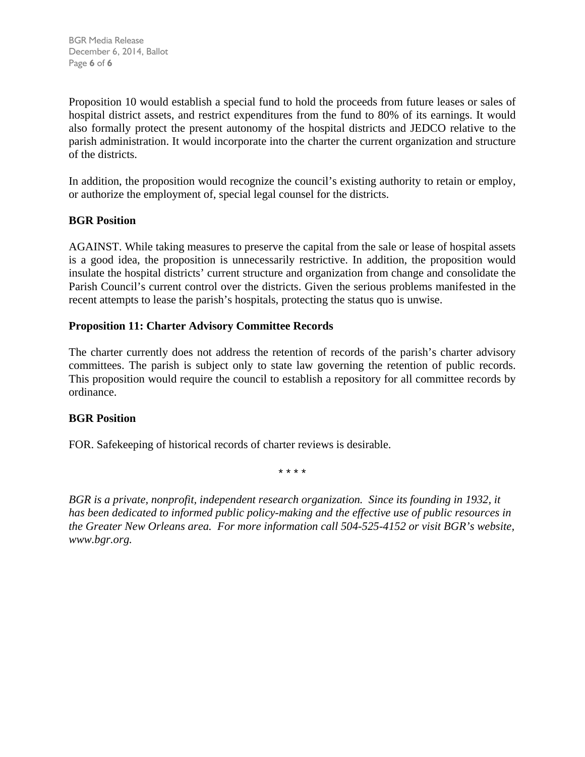Proposition 10 would establish a special fund to hold the proceeds from future leases or sales of hospital district assets, and restrict expenditures from the fund to 80% of its earnings. It would also formally protect the present autonomy of the hospital districts and JEDCO relative to the parish administration. It would incorporate into the charter the current organization and structure of the districts.

In addition, the proposition would recognize the council's existing authority to retain or employ, or authorize the employment of, special legal counsel for the districts.

**BGR Position**

AGAINST. While taking measures to preserve the capital from the sale or lease of hospital assets is a good idea, the proposition is unnecessarily restrictive. In addition, the proposition would insulate the hospital districts' current structure and organization from change and consolidate the Parish Council's current control over the districts. Given the serious problems manifested in the recent attempts to lease the parish's hospitals, protecting the status quo is unwise.

**Proposition 11: Charter Advisory Committee Records**

The charter currently does not address the retention of records of the parish's charter advisory committees. The parish is subject only to state law governing the retention of public records. This proposition would require the council to establish a repository for all committee records by ordinance.

**BGR Position**

FOR. Safekeeping of historical records of charter reviews is desirable.

\* \* \* \*

*BGR is a private, nonprofit, independent research organization. Since its founding in 1932, it has been dedicated to informed public policy-making and the effective use of public resources in the Greater New Orleans area. For more information call 504-525-4152 or visit BGR's website, www.bgr.org.*